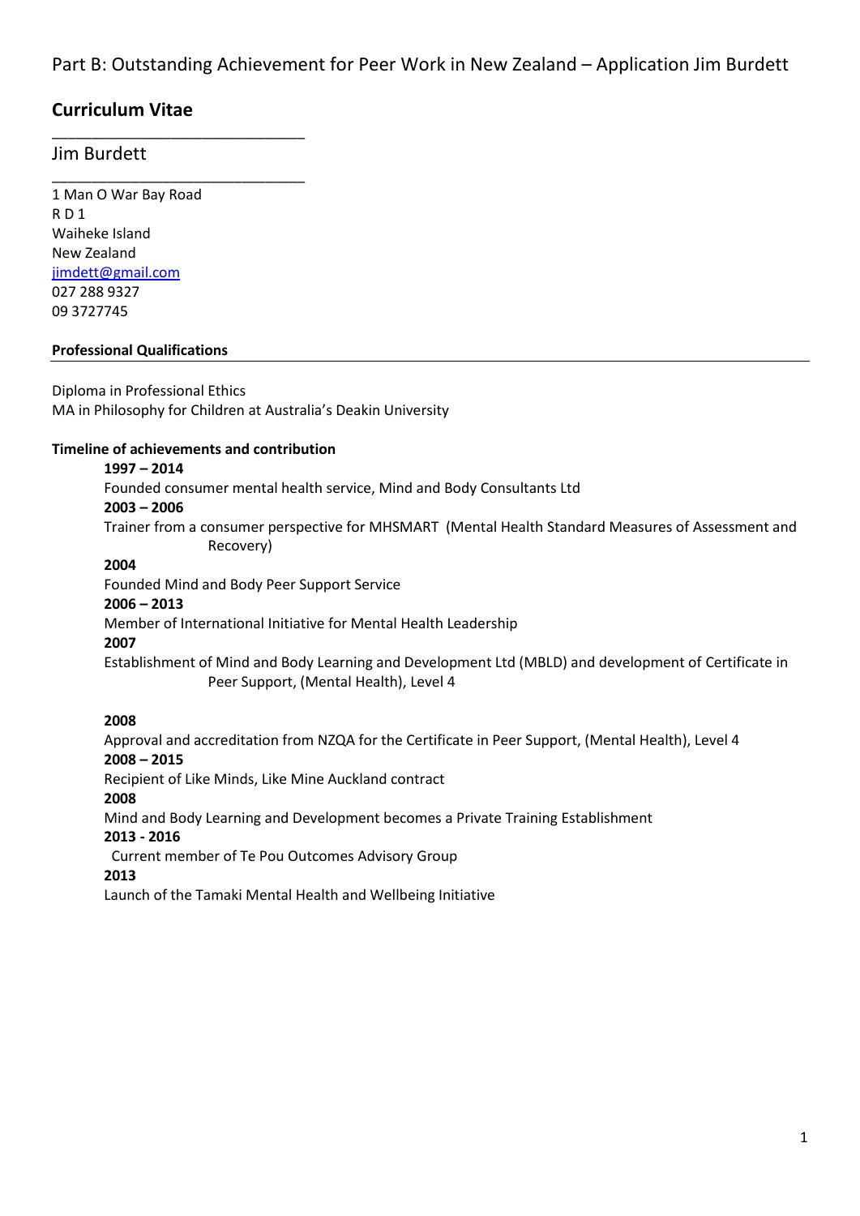Part B: Outstanding Achievement for Peer Work in New Zealand – Application Jim Burdett

## Curriculum Vitae

Jim Burdett

1 Man O War Bay Road
R D 1
Waiheke Island
New Zealand
jimdett@gmail.com
027 288 9327
09 3727745

**Professional Qualifications**

Diploma in Professional Ethics
MA in Philosophy for Children at Australia's Deakin University

**Timeline of achievements and contribution**

**1997 – 2014**
Founded consumer mental health service, Mind and Body Consultants Ltd

**2003 – 2006**
Trainer from a consumer perspective for MHSMART (Mental Health Standard Measures of Assessment and Recovery)

**2004**
Founded Mind and Body Peer Support Service

**2006 – 2013**
Member of International Initiative for Mental Health Leadership

**2007**
Establishment of Mind and Body Learning and Development Ltd (MBLD) and development of Certificate in Peer Support, (Mental Health), Level 4

**2008**
Approval and accreditation from NZQA for the Certificate in Peer Support, (Mental Health), Level 4

**2008 – 2015**
Recipient of Like Minds, Like Mine Auckland contract

**2008**
Mind and Body Learning and Development becomes a Private Training Establishment

**2013 - 2016**
Current member of Te Pou Outcomes Advisory Group

**2013**
Launch of the Tamaki Mental Health and Wellbeing Initiative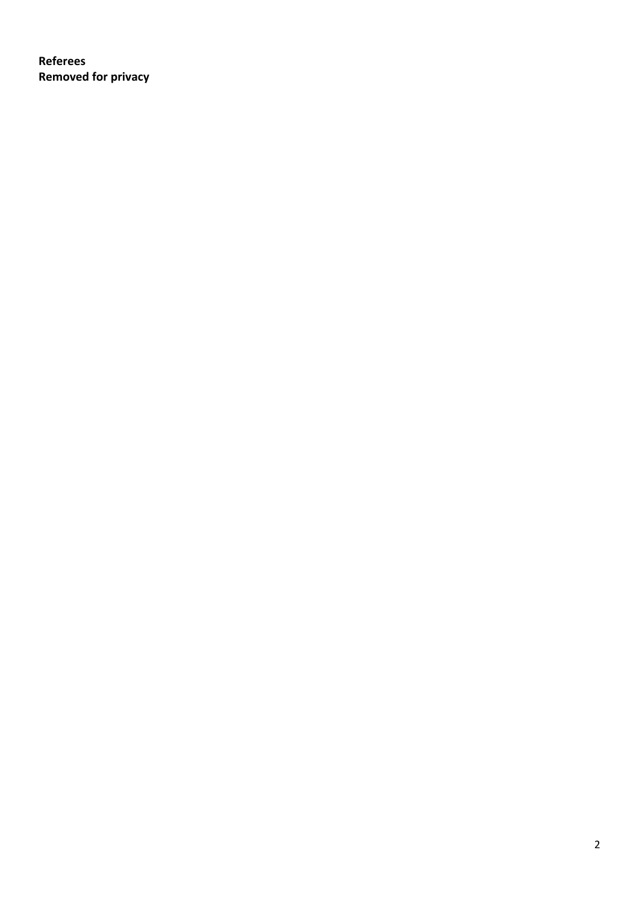**Referees**
**Removed for privacy**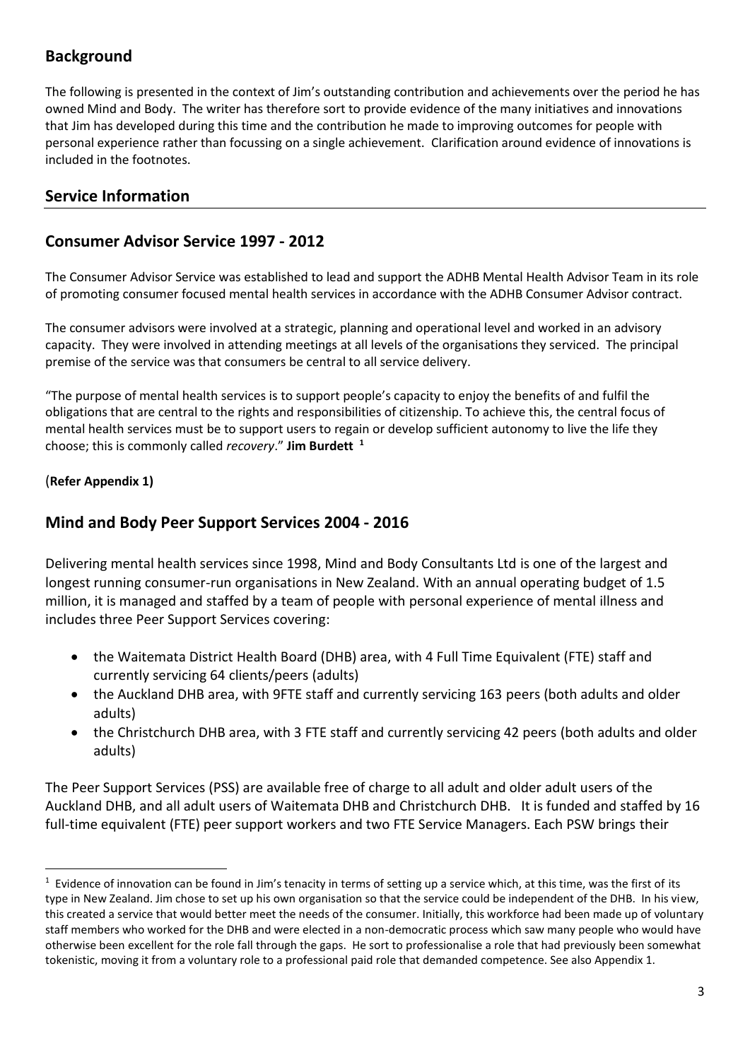## Background

The following is presented in the context of Jim's outstanding contribution and achievements over the period he has owned Mind and Body. The writer has therefore sort to provide evidence of the many initiatives and innovations that Jim has developed during this time and the contribution he made to improving outcomes for people with personal experience rather than focussing on a single achievement. Clarification around evidence of innovations is included in the footnotes.

## Service Information

## Consumer Advisor Service 1997 - 2012

The Consumer Advisor Service was established to lead and support the ADHB Mental Health Advisor Team in its role of promoting consumer focused mental health services in accordance with the ADHB Consumer Advisor contract.

The consumer advisors were involved at a strategic, planning and operational level and worked in an advisory capacity. They were involved in attending meetings at all levels of the organisations they serviced. The principal premise of the service was that consumers be central to all service delivery.

"The purpose of mental health services is to support people's capacity to enjoy the benefits of and fulfil the obligations that are central to the rights and responsibilities of citizenship. To achieve this, the central focus of mental health services must be to support users to regain or develop sufficient autonomy to live the life they choose; this is commonly called *recovery*." **Jim Burdett** [1]

(**Refer Appendix 1)**

## Mind and Body Peer Support Services 2004 - 2016

Delivering mental health services since 1998, Mind and Body Consultants Ltd is one of the largest and longest running consumer-run organisations in New Zealand. With an annual operating budget of 1.5 million, it is managed and staffed by a team of people with personal experience of mental illness and includes three Peer Support Services covering:

- the Waitemata District Health Board (DHB) area, with 4 Full Time Equivalent (FTE) staff and currently servicing 64 clients/peers (adults)
- the Auckland DHB area, with 9FTE staff and currently servicing 163 peers (both adults and older adults)
- the Christchurch DHB area, with 3 FTE staff and currently servicing 42 peers (both adults and older adults)

The Peer Support Services (PSS) are available free of charge to all adult and older adult users of the Auckland DHB, and all adult users of Waitemata DHB and Christchurch DHB. It is funded and staffed by 16 full-time equivalent (FTE) peer support workers and two FTE Service Managers. Each PSW brings their

---

[1] Evidence of innovation can be found in Jim's tenacity in terms of setting up a service which, at this time, was the first of its type in New Zealand. Jim chose to set up his own organisation so that the service could be independent of the DHB. In his view, this created a service that would better meet the needs of the consumer. Initially, this workforce had been made up of voluntary staff members who worked for the DHB and were elected in a non-democratic process which saw many people who would have otherwise been excellent for the role fall through the gaps. He sort to professionalise a role that had previously been somewhat tokenistic, moving it from a voluntary role to a professional paid role that demanded competence. See also Appendix 1.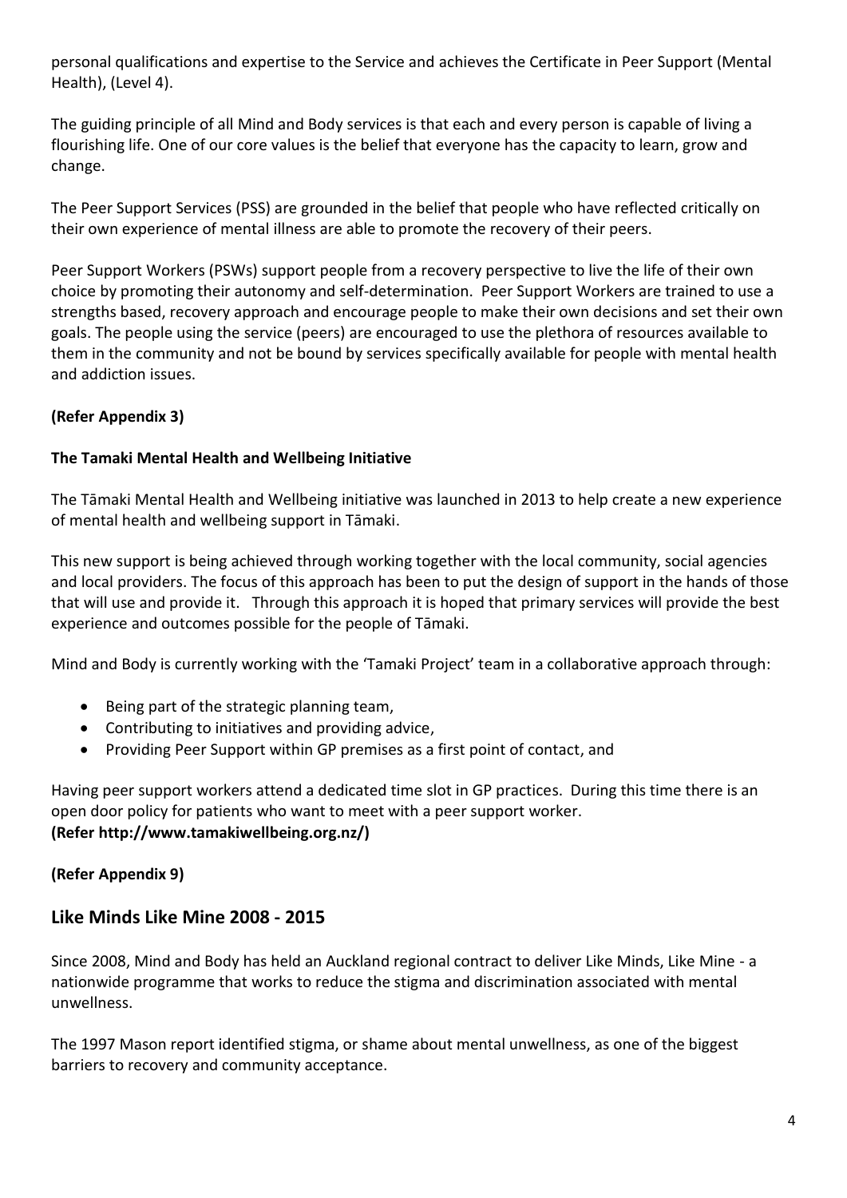personal qualifications and expertise to the Service and achieves the Certificate in Peer Support (Mental Health), (Level 4).

The guiding principle of all Mind and Body services is that each and every person is capable of living a flourishing life. One of our core values is the belief that everyone has the capacity to learn, grow and change.

The Peer Support Services (PSS) are grounded in the belief that people who have reflected critically on their own experience of mental illness are able to promote the recovery of their peers.

Peer Support Workers (PSWs) support people from a recovery perspective to live the life of their own choice by promoting their autonomy and self-determination. Peer Support Workers are trained to use a strengths based, recovery approach and encourage people to make their own decisions and set their own goals. The people using the service (peers) are encouraged to use the plethora of resources available to them in the community and not be bound by services specifically available for people with mental health and addiction issues.

**(Refer Appendix 3)**

**The Tamaki Mental Health and Wellbeing Initiative**

The Tāmaki Mental Health and Wellbeing initiative was launched in 2013 to help create a new experience of mental health and wellbeing support in Tāmaki.

This new support is being achieved through working together with the local community, social agencies and local providers. The focus of this approach has been to put the design of support in the hands of those that will use and provide it. Through this approach it is hoped that primary services will provide the best experience and outcomes possible for the people of Tāmaki.

Mind and Body is currently working with the 'Tamaki Project' team in a collaborative approach through:

- Being part of the strategic planning team,
- Contributing to initiatives and providing advice,
- Providing Peer Support within GP premises as a first point of contact, and

Having peer support workers attend a dedicated time slot in GP practices. During this time there is an open door policy for patients who want to meet with a peer support worker.
**(Refer http://www.tamakiwellbeing.org.nz/)**

**(Refer Appendix 9)**

## Like Minds Like Mine 2008 - 2015

Since 2008, Mind and Body has held an Auckland regional contract to deliver Like Minds, Like Mine - a nationwide programme that works to reduce the stigma and discrimination associated with mental unwellness.

The 1997 Mason report identified stigma, or shame about mental unwellness, as one of the biggest barriers to recovery and community acceptance.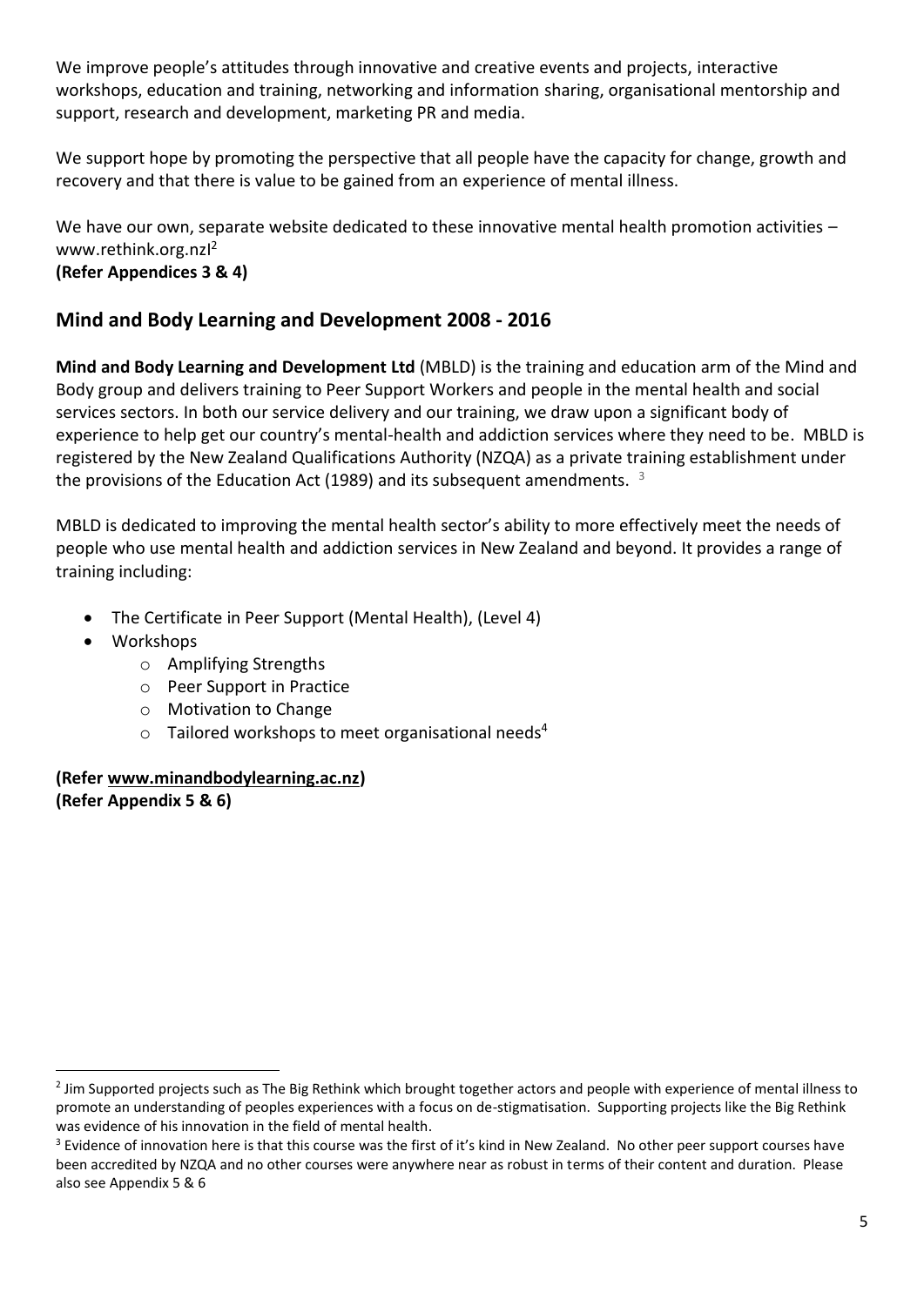We improve people's attitudes through innovative and creative events and projects, interactive workshops, education and training, networking and information sharing, organisational mentorship and support, research and development, marketing PR and media.

We support hope by promoting the perspective that all people have the capacity for change, growth and recovery and that there is value to be gained from an experience of mental illness.

We have our own, separate website dedicated to these innovative mental health promotion activities – www.rethink.org.nzl[2]
**(Refer Appendices 3 & 4)**

## Mind and Body Learning and Development 2008 - 2016

**Mind and Body Learning and Development Ltd** (MBLD) is the training and education arm of the Mind and Body group and delivers training to Peer Support Workers and people in the mental health and social services sectors. In both our service delivery and our training, we draw upon a significant body of experience to help get our country's mental-health and addiction services where they need to be. MBLD is registered by the New Zealand Qualifications Authority (NZQA) as a private training establishment under the provisions of the Education Act (1989) and its subsequent amendments. [3]

MBLD is dedicated to improving the mental health sector's ability to more effectively meet the needs of people who use mental health and addiction services in New Zealand and beyond. It provides a range of training including:

- The Certificate in Peer Support (Mental Health), (Level 4)
- Workshops
    - Amplifying Strengths
    - Peer Support in Practice
    - Motivation to Change
    - Tailored workshops to meet organisational needs[4]

**(Refer www.minandbodylearning.ac.nz)**
**(Refer Appendix 5 & 6)**

---

[2] Jim Supported projects such as The Big Rethink which brought together actors and people with experience of mental illness to promote an understanding of peoples experiences with a focus on de-stigmatisation. Supporting projects like the Big Rethink was evidence of his innovation in the field of mental health.

[3] Evidence of innovation here is that this course was the first of it's kind in New Zealand. No other peer support courses have been accredited by NZQA and no other courses were anywhere near as robust in terms of their content and duration. Please also see Appendix 5 & 6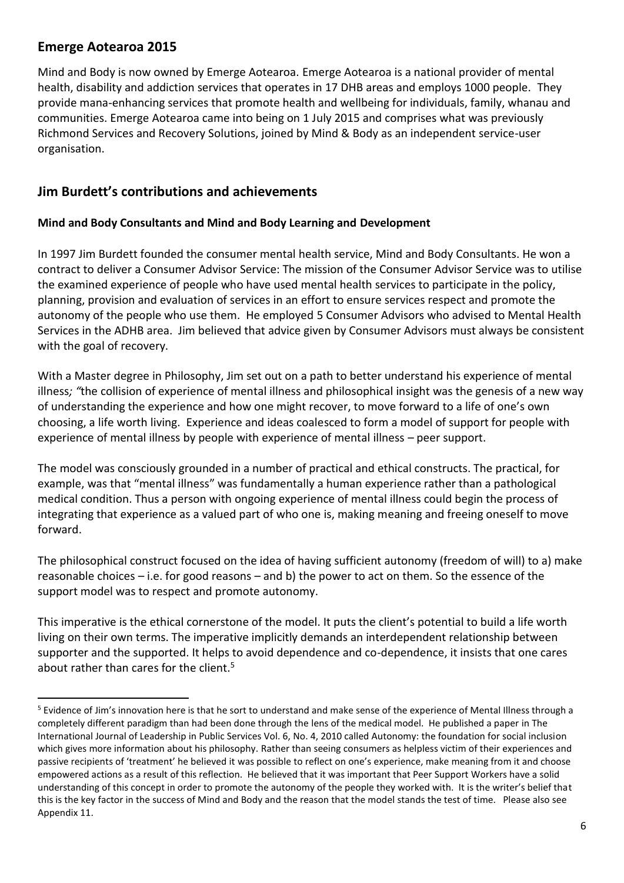## Emerge Aotearoa 2015

Mind and Body is now owned by Emerge Aotearoa. Emerge Aotearoa is a national provider of mental health, disability and addiction services that operates in 17 DHB areas and employs 1000 people. They provide mana-enhancing services that promote health and wellbeing for individuals, family, whanau and communities. Emerge Aotearoa came into being on 1 July 2015 and comprises what was previously Richmond Services and Recovery Solutions, joined by Mind & Body as an independent service-user organisation.

## Jim Burdett's contributions and achievements

### Mind and Body Consultants and Mind and Body Learning and Development

In 1997 Jim Burdett founded the consumer mental health service, Mind and Body Consultants. He won a contract to deliver a Consumer Advisor Service: The mission of the Consumer Advisor Service was to utilise the examined experience of people who have used mental health services to participate in the policy, planning, provision and evaluation of services in an effort to ensure services respect and promote the autonomy of the people who use them. He employed 5 Consumer Advisors who advised to Mental Health Services in the ADHB area. Jim believed that advice given by Consumer Advisors must always be consistent with the goal of recovery.

With a Master degree in Philosophy, Jim set out on a path to better understand his experience of mental illness*; "*the collision of experience of mental illness and philosophical insight was the genesis of a new way of understanding the experience and how one might recover, to move forward to a life of one's own choosing, a life worth living. Experience and ideas coalesced to form a model of support for people with experience of mental illness by people with experience of mental illness – peer support.

The model was consciously grounded in a number of practical and ethical constructs. The practical, for example, was that "mental illness" was fundamentally a human experience rather than a pathological medical condition. Thus a person with ongoing experience of mental illness could begin the process of integrating that experience as a valued part of who one is, making meaning and freeing oneself to move forward.

The philosophical construct focused on the idea of having sufficient autonomy (freedom of will) to a) make reasonable choices – i.e. for good reasons – and b) the power to act on them. So the essence of the support model was to respect and promote autonomy.

This imperative is the ethical cornerstone of the model. It puts the client's potential to build a life worth living on their own terms. The imperative implicitly demands an interdependent relationship between supporter and the supported. It helps to avoid dependence and co-dependence, it insists that one cares about rather than cares for the client.[5]

---

[5] Evidence of Jim's innovation here is that he sort to understand and make sense of the experience of Mental Illness through a completely different paradigm than had been done through the lens of the medical model. He published a paper in The International Journal of Leadership in Public Services Vol. 6, No. 4, 2010 called Autonomy: the foundation for social inclusion which gives more information about his philosophy. Rather than seeing consumers as helpless victim of their experiences and passive recipients of 'treatment' he believed it was possible to reflect on one's experience, make meaning from it and choose empowered actions as a result of this reflection. He believed that it was important that Peer Support Workers have a solid understanding of this concept in order to promote the autonomy of the people they worked with. It is the writer's belief that this is the key factor in the success of Mind and Body and the reason that the model stands the test of time. Please also see Appendix 11.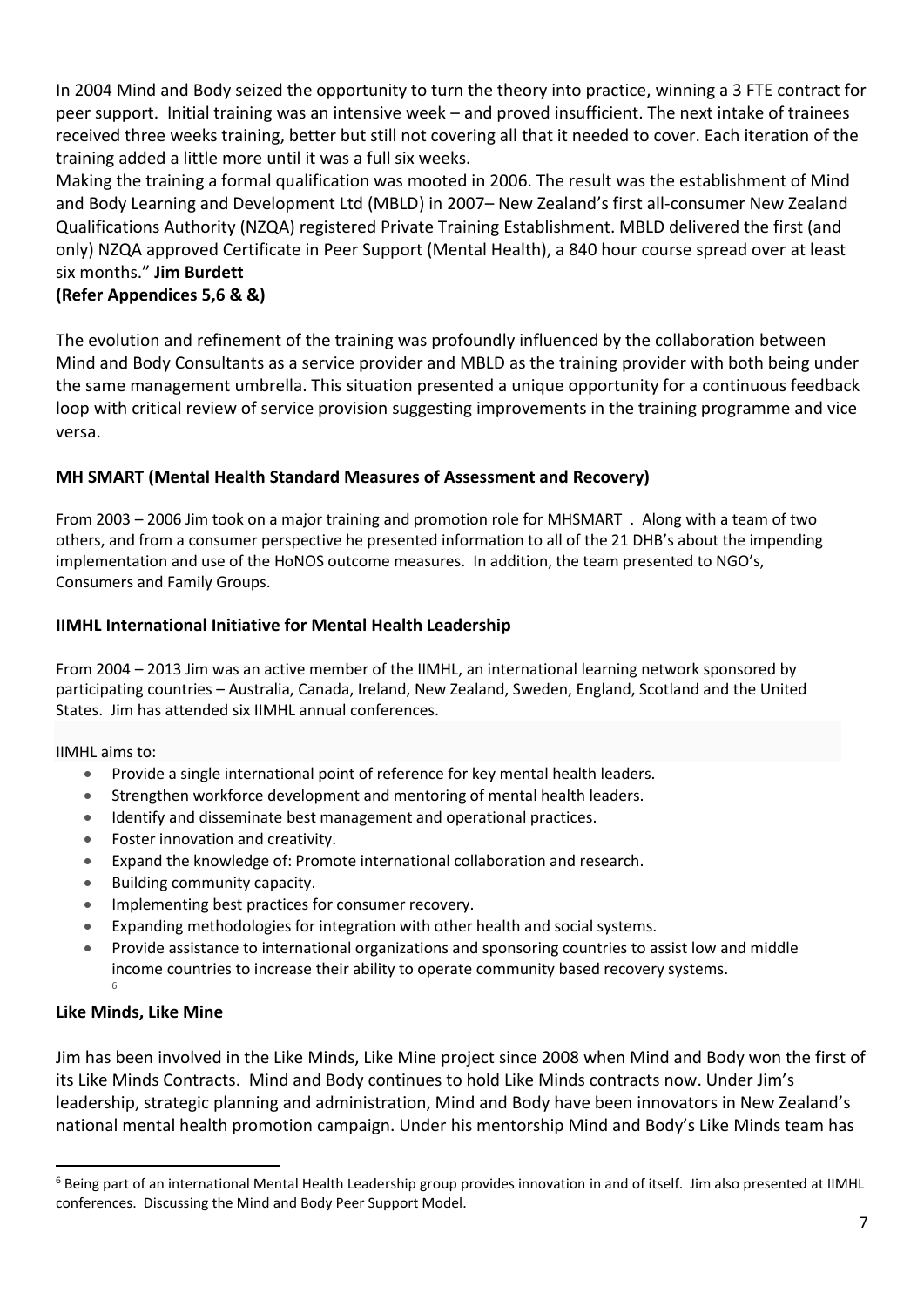In 2004 Mind and Body seized the opportunity to turn the theory into practice, winning a 3 FTE contract for peer support. Initial training was an intensive week – and proved insufficient. The next intake of trainees received three weeks training, better but still not covering all that it needed to cover. Each iteration of the training added a little more until it was a full six weeks.

Making the training a formal qualification was mooted in 2006. The result was the establishment of Mind and Body Learning and Development Ltd (MBLD) in 2007– New Zealand's first all-consumer New Zealand Qualifications Authority (NZQA) registered Private Training Establishment. MBLD delivered the first (and only) NZQA approved Certificate in Peer Support (Mental Health), a 840 hour course spread over at least six months." **Jim Burdett**

**(Refer Appendices 5,6 & &)**

The evolution and refinement of the training was profoundly influenced by the collaboration between Mind and Body Consultants as a service provider and MBLD as the training provider with both being under the same management umbrella. This situation presented a unique opportunity for a continuous feedback loop with critical review of service provision suggesting improvements in the training programme and vice versa.

**MH SMART (Mental Health Standard Measures of Assessment and Recovery)**

From 2003 – 2006 Jim took on a major training and promotion role for MHSMART . Along with a team of two others, and from a consumer perspective he presented information to all of the 21 DHB's about the impending implementation and use of the HoNOS outcome measures. In addition, the team presented to NGO's, Consumers and Family Groups.

**IIMHL International Initiative for Mental Health Leadership**

From 2004 – 2013 Jim was an active member of the IIMHL, an international learning network sponsored by participating countries – Australia, Canada, Ireland, New Zealand, Sweden, England, Scotland and the United States. Jim has attended six IIMHL annual conferences.

IIMHL aims to:

- Provide a single international point of reference for key mental health leaders.
- Strengthen workforce development and mentoring of mental health leaders.
- Identify and disseminate best management and operational practices.
- Foster innovation and creativity.
- Expand the knowledge of: Promote international collaboration and research.
- Building community capacity.
- Implementing best practices for consumer recovery.
- Expanding methodologies for integration with other health and social systems.
- Provide assistance to international organizations and sponsoring countries to assist low and middle income countries to increase their ability to operate community based recovery systems.[6]

**Like Minds, Like Mine**

Jim has been involved in the Like Minds, Like Mine project since 2008 when Mind and Body won the first of its Like Minds Contracts. Mind and Body continues to hold Like Minds contracts now. Under Jim's leadership, strategic planning and administration, Mind and Body have been innovators in New Zealand's national mental health promotion campaign. Under his mentorship Mind and Body's Like Minds team has

[6] Being part of an international Mental Health Leadership group provides innovation in and of itself. Jim also presented at IIMHL conferences. Discussing the Mind and Body Peer Support Model.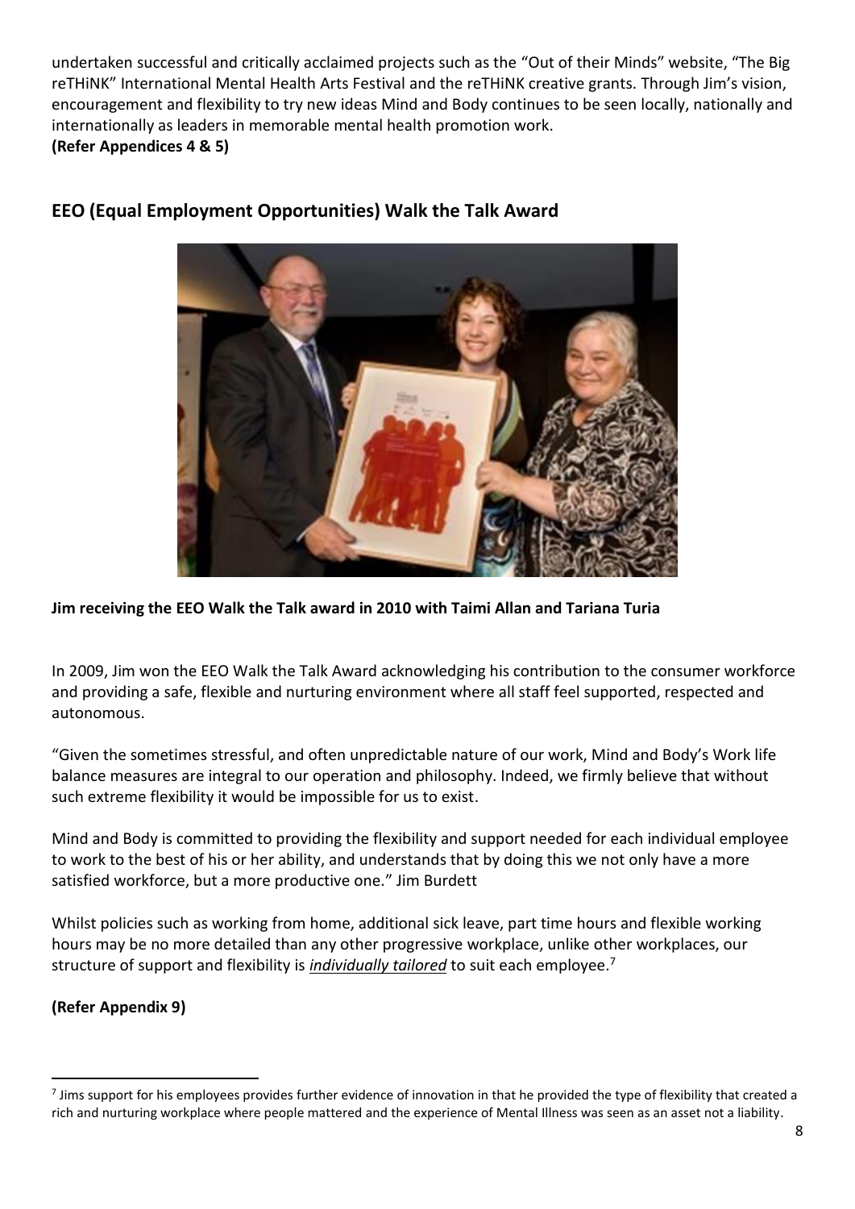undertaken successful and critically acclaimed projects such as the "Out of their Minds" website, "The Big reTHiNK" International Mental Health Arts Festival and the reTHiNK creative grants. Through Jim's vision, encouragement and flexibility to try new ideas Mind and Body continues to be seen locally, nationally and internationally as leaders in memorable mental health promotion work.
**(Refer Appendices 4 & 5)**

## EEO (Equal Employment Opportunities) Walk the Talk Award

**Jim receiving the EEO Walk the Talk award in 2010 with Taimi Allan and Tariana Turia**

In 2009, Jim won the EEO Walk the Talk Award acknowledging his contribution to the consumer workforce and providing a safe, flexible and nurturing environment where all staff feel supported, respected and autonomous.

"Given the sometimes stressful, and often unpredictable nature of our work, Mind and Body's Work life balance measures are integral to our operation and philosophy. Indeed, we firmly believe that without such extreme flexibility it would be impossible for us to exist.

Mind and Body is committed to providing the flexibility and support needed for each individual employee to work to the best of his or her ability, and understands that by doing this we not only have a more satisfied workforce, but a more productive one." Jim Burdett

Whilst policies such as working from home, additional sick leave, part time hours and flexible working hours may be no more detailed than any other progressive workplace, unlike other workplaces, our structure of support and flexibility is ***individually tailored*** to suit each employee.[7]

**(Refer Appendix 9)**

[7] Jims support for his employees provides further evidence of innovation in that he provided the type of flexibility that created a rich and nurturing workplace where people mattered and the experience of Mental Illness was seen as an asset not a liability.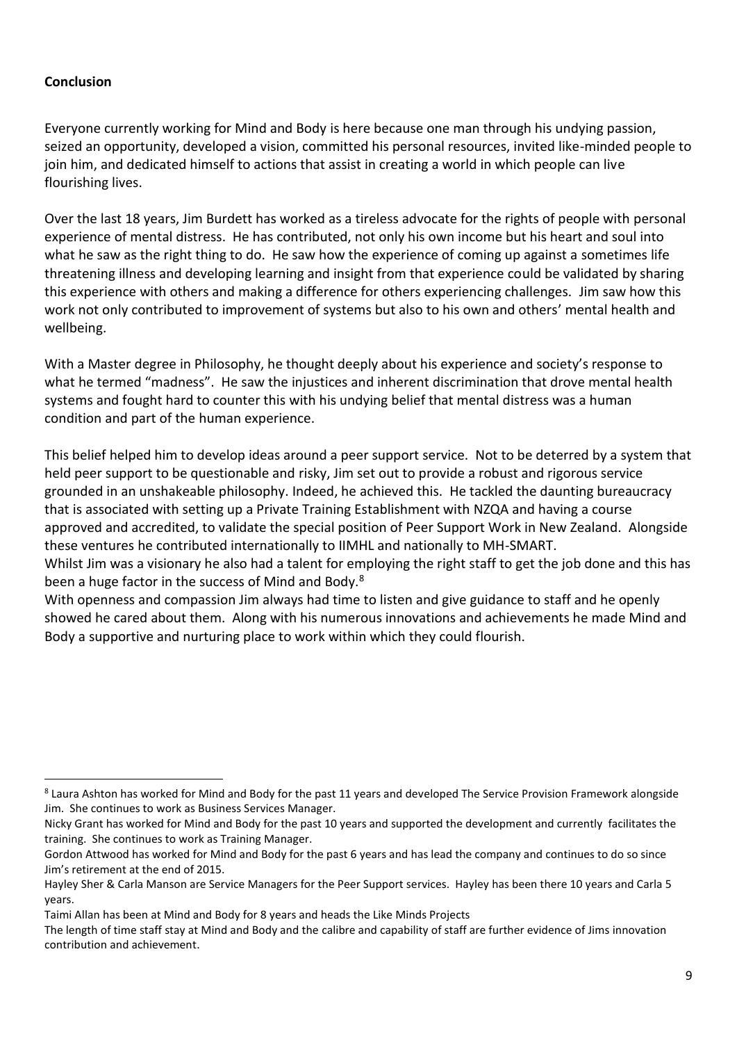**Conclusion**

Everyone currently working for Mind and Body is here because one man through his undying passion, seized an opportunity, developed a vision, committed his personal resources, invited like-minded people to join him, and dedicated himself to actions that assist in creating a world in which people can live flourishing lives.

Over the last 18 years, Jim Burdett has worked as a tireless advocate for the rights of people with personal experience of mental distress. He has contributed, not only his own income but his heart and soul into what he saw as the right thing to do. He saw how the experience of coming up against a sometimes life threatening illness and developing learning and insight from that experience could be validated by sharing this experience with others and making a difference for others experiencing challenges. Jim saw how this work not only contributed to improvement of systems but also to his own and others' mental health and wellbeing.

With a Master degree in Philosophy, he thought deeply about his experience and society's response to what he termed "madness". He saw the injustices and inherent discrimination that drove mental health systems and fought hard to counter this with his undying belief that mental distress was a human condition and part of the human experience.

This belief helped him to develop ideas around a peer support service. Not to be deterred by a system that held peer support to be questionable and risky, Jim set out to provide a robust and rigorous service grounded in an unshakeable philosophy. Indeed, he achieved this. He tackled the daunting bureaucracy that is associated with setting up a Private Training Establishment with NZQA and having a course approved and accredited, to validate the special position of Peer Support Work in New Zealand. Alongside these ventures he contributed internationally to IIMHL and nationally to MH-SMART.

Whilst Jim was a visionary he also had a talent for employing the right staff to get the job done and this has been a huge factor in the success of Mind and Body.[8]

With openness and compassion Jim always had time to listen and give guidance to staff and he openly showed he cared about them. Along with his numerous innovations and achievements he made Mind and Body a supportive and nurturing place to work within which they could flourish.

---

[8] Laura Ashton has worked for Mind and Body for the past 11 years and developed The Service Provision Framework alongside Jim. She continues to work as Business Services Manager.

Nicky Grant has worked for Mind and Body for the past 10 years and supported the development and currently facilitates the training. She continues to work as Training Manager.

Gordon Attwood has worked for Mind and Body for the past 6 years and has lead the company and continues to do so since Jim's retirement at the end of 2015.

Hayley Sher & Carla Manson are Service Managers for the Peer Support services. Hayley has been there 10 years and Carla 5 years.

Taimi Allan has been at Mind and Body for 8 years and heads the Like Minds Projects

The length of time staff stay at Mind and Body and the calibre and capability of staff are further evidence of Jims innovation contribution and achievement.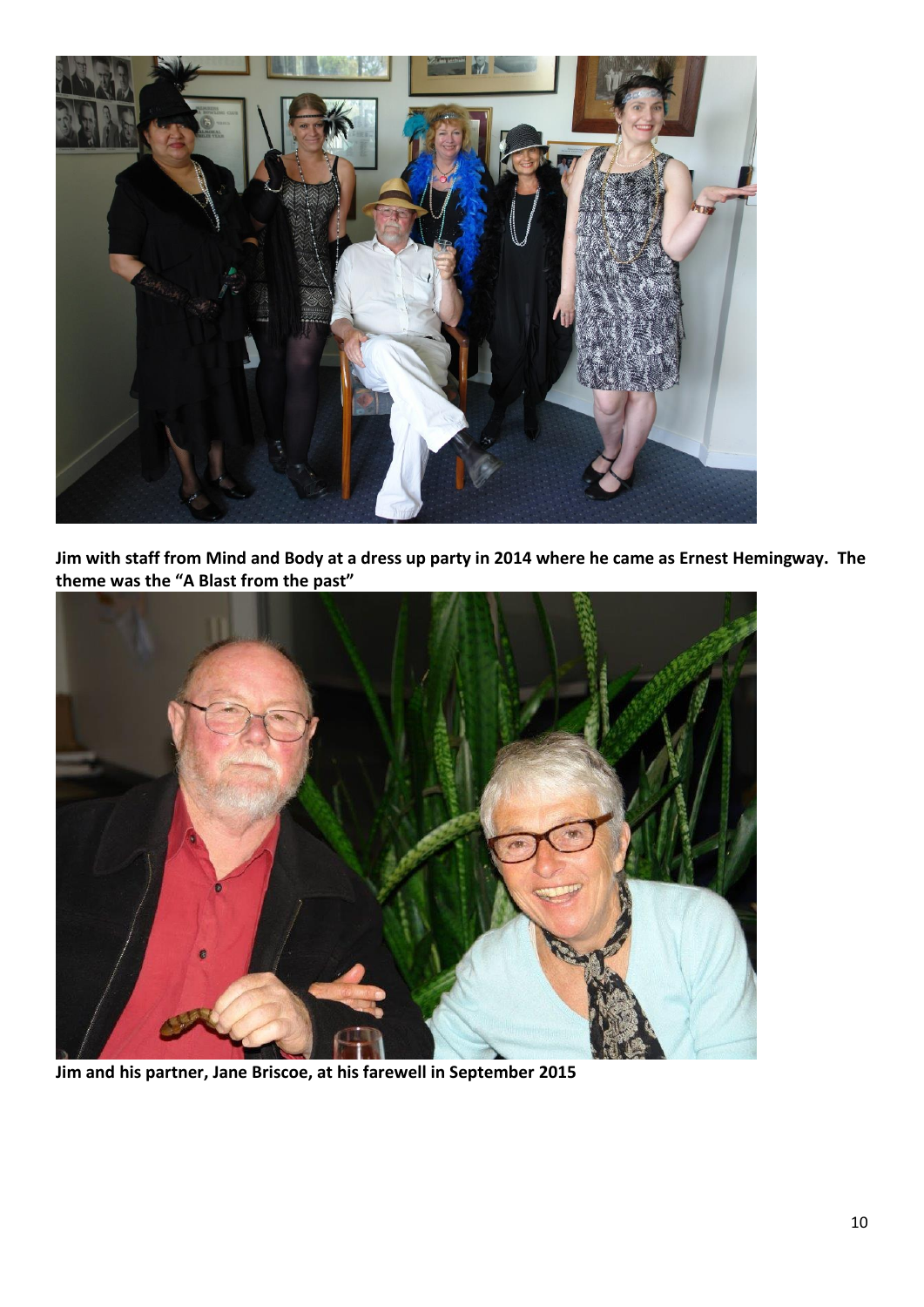**Jim with staff from Mind and Body at a dress up party in 2014 where he came as Ernest Hemingway. The theme was the "A Blast from the past"**

**Jim and his partner, Jane Briscoe, at his farewell in September 2015**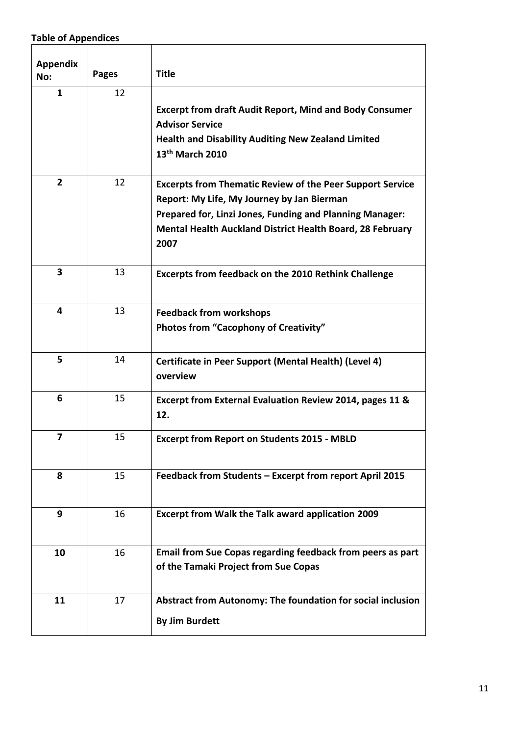**Table of Appendices**

| Appendix No: | Pages | Title |
|---|---|---|
| 1 | 12 | **Excerpt from draft Audit Report, Mind and Body Consumer Advisor Service**<br>**Health and Disability Auditing New Zealand Limited**<br>**13th March 2010** |
| 2 | 12 | **Excerpts from Thematic Review of the Peer Support Service Report: My Life, My Journey by Jan Bierman**<br>**Prepared for, Linzi Jones, Funding and Planning Manager: Mental Health Auckland District Health Board, 28 February 2007** |
| 3 | 13 | **Excerpts from feedback on the 2010 Rethink Challenge** |
| 4 | 13 | **Feedback from workshops**<br>**Photos from "Cacophony of Creativity"** |
| 5 | 14 | **Certificate in Peer Support (Mental Health) (Level 4) overview** |
| 6 | 15 | **Excerpt from External Evaluation Review 2014, pages 11 & 12.** |
| 7 | 15 | **Excerpt from Report on Students 2015 - MBLD** |
| 8 | 15 | **Feedback from Students – Excerpt from report April 2015** |
| 9 | 16 | **Excerpt from Walk the Talk award application 2009** |
| 10 | 16 | **Email from Sue Copas regarding feedback from peers as part of the Tamaki Project from Sue Copas** |
| 11 | 17 | **Abstract from Autonomy: The foundation for social inclusion**<br>**By Jim Burdett** |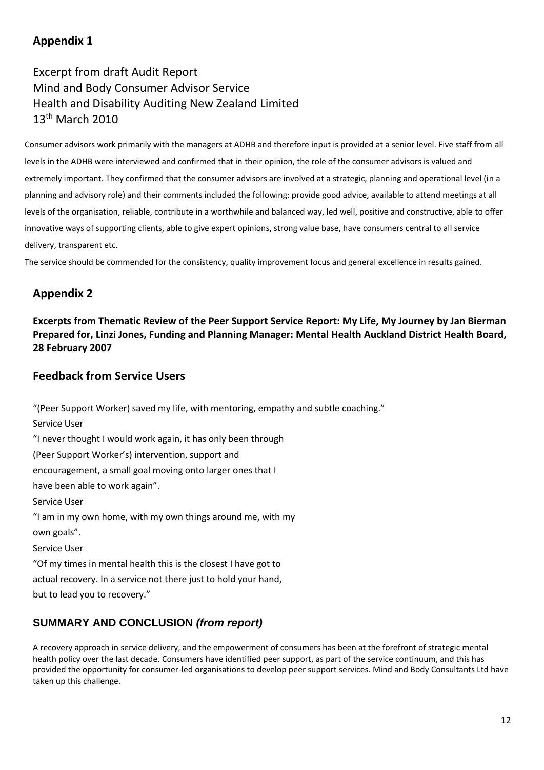## Appendix 1

Excerpt from draft Audit Report
Mind and Body Consumer Advisor Service
Health and Disability Auditing New Zealand Limited
13th March 2010

Consumer advisors work primarily with the managers at ADHB and therefore input is provided at a senior level. Five staff from all levels in the ADHB were interviewed and confirmed that in their opinion, the role of the consumer advisors is valued and extremely important. They confirmed that the consumer advisors are involved at a strategic, planning and operational level (in a planning and advisory role) and their comments included the following: provide good advice, available to attend meetings at all levels of the organisation, reliable, contribute in a worthwhile and balanced way, led well, positive and constructive, able to offer innovative ways of supporting clients, able to give expert opinions, strong value base, have consumers central to all service delivery, transparent etc.

The service should be commended for the consistency, quality improvement focus and general excellence in results gained.

## Appendix 2

**Excerpts from Thematic Review of the Peer Support Service Report: My Life, My Journey by Jan Bierman Prepared for, Linzi Jones, Funding and Planning Manager: Mental Health Auckland District Health Board, 28 February 2007**

## Feedback from Service Users

"(Peer Support Worker) saved my life, with mentoring, empathy and subtle coaching."

Service User

"I never thought I would work again, it has only been through (Peer Support Worker's) intervention, support and encouragement, a small goal moving onto larger ones that I have been able to work again".

Service User

"I am in my own home, with my own things around me, with my own goals".

Service User

"Of my times in mental health this is the closest I have got to actual recovery. In a service not there just to hold your hand, but to lead you to recovery."

### SUMMARY AND CONCLUSION *(from report)*

A recovery approach in service delivery, and the empowerment of consumers has been at the forefront of strategic mental health policy over the last decade. Consumers have identified peer support, as part of the service continuum, and this has provided the opportunity for consumer-led organisations to develop peer support services. Mind and Body Consultants Ltd have taken up this challenge.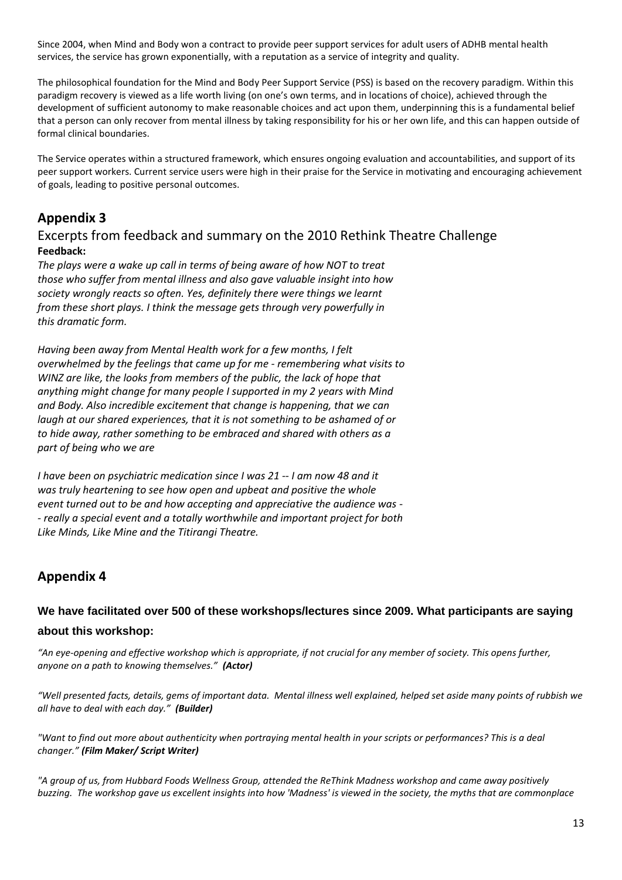Since 2004, when Mind and Body won a contract to provide peer support services for adult users of ADHB mental health services, the service has grown exponentially, with a reputation as a service of integrity and quality.

The philosophical foundation for the Mind and Body Peer Support Service (PSS) is based on the recovery paradigm. Within this paradigm recovery is viewed as a life worth living (on one's own terms, and in locations of choice), achieved through the development of sufficient autonomy to make reasonable choices and act upon them, underpinning this is a fundamental belief that a person can only recover from mental illness by taking responsibility for his or her own life, and this can happen outside of formal clinical boundaries.

The Service operates within a structured framework, which ensures ongoing evaluation and accountabilities, and support of its peer support workers. Current service users were high in their praise for the Service in motivating and encouraging achievement of goals, leading to positive personal outcomes.

## Appendix 3

### Excerpts from feedback and summary on the 2010 Rethink Theatre Challenge

**Feedback:**

*The plays were a wake up call in terms of being aware of how NOT to treat those who suffer from mental illness and also gave valuable insight into how society wrongly reacts so often. Yes, definitely there were things we learnt from these short plays. I think the message gets through very powerfully in this dramatic form.*

*Having been away from Mental Health work for a few months, I felt overwhelmed by the feelings that came up for me - remembering what visits to WINZ are like, the looks from members of the public, the lack of hope that anything might change for many people I supported in my 2 years with Mind and Body. Also incredible excitement that change is happening, that we can laugh at our shared experiences, that it is not something to be ashamed of or to hide away, rather something to be embraced and shared with others as a part of being who we are*

*I have been on psychiatric medication since I was 21 -- I am now 48 and it was truly heartening to see how open and upbeat and positive the whole event turned out to be and how accepting and appreciative the audience was -- really a special event and a totally worthwhile and important project for both Like Minds, Like Mine and the Titirangi Theatre.*

## Appendix 4

**We have facilitated over 500 of these workshops/lectures since 2009. What participants are saying about this workshop:**

*"An eye-opening and effective workshop which is appropriate, if not crucial for any member of society. This opens further, anyone on a path to knowing themselves."* ***(Actor)***

*"Well presented facts, details, gems of important data. Mental illness well explained, helped set aside many points of rubbish we all have to deal with each day."* ***(Builder)***

*"Want to find out more about authenticity when portraying mental health in your scripts or performances? This is a deal changer."* ***(Film Maker/ Script Writer)***

*"A group of us, from Hubbard Foods Wellness Group, attended the ReThink Madness workshop and came away positively buzzing. The workshop gave us excellent insights into how 'Madness' is viewed in the society, the myths that are commonplace*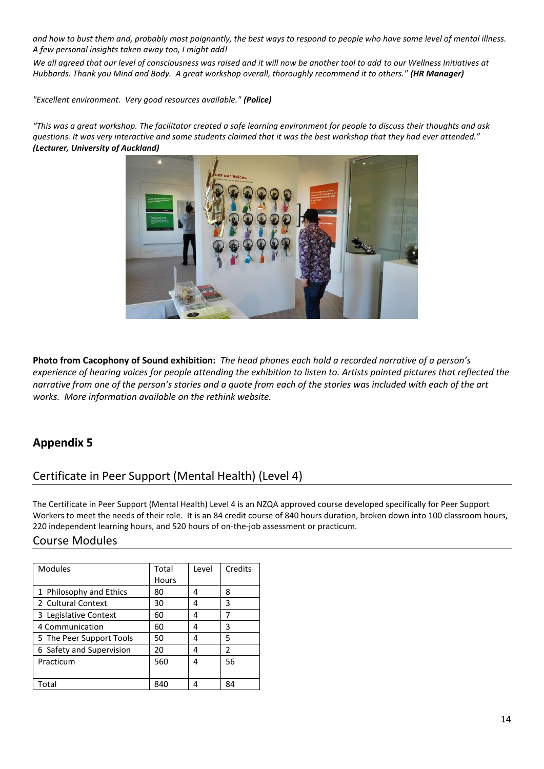*and how to bust them and, probably most poignantly, the best ways to respond to people who have some level of mental illness. A few personal insights taken away too, I might add!*

*We all agreed that our level of consciousness was raised and it will now be another tool to add to our Wellness Initiatives at Hubbards. Thank you Mind and Body. A great workshop overall, thoroughly recommend it to others."* ***(HR Manager)***

*"Excellent environment. Very good resources available."* ***(Police)***

*"This was a great workshop. The facilitator created a safe learning environment for people to discuss their thoughts and ask questions. It was very interactive and some students claimed that it was the best workshop that they had ever attended."* ***(Lecturer, University of Auckland)***

**Photo from Cacophony of Sound exhibition:** *The head phones each hold a recorded narrative of a person's experience of hearing voices for people attending the exhibition to listen to. Artists painted pictures that reflected the narrative from one of the person's stories and a quote from each of the stories was included with each of the art works. More information available on the rethink website.*

## Appendix 5

## Certificate in Peer Support (Mental Health) (Level 4)

The Certificate in Peer Support (Mental Health) Level 4 is an NZQA approved course developed specifically for Peer Support Workers to meet the needs of their role. It is an 84 credit course of 840 hours duration, broken down into 100 classroom hours, 220 independent learning hours, and 520 hours of on-the-job assessment or practicum.

## Course Modules

| Modules | Total Hours | Level | Credits |
|---|---|---|---|
| 1 Philosophy and Ethics | 80 | 4 | 8 |
| 2 Cultural Context | 30 | 4 | 3 |
| 3 Legislative Context | 60 | 4 | 7 |
| 4 Communication | 60 | 4 | 3 |
| 5 The Peer Support Tools | 50 | 4 | 5 |
| 6 Safety and Supervision | 20 | 4 | 2 |
| Practicum | 560 | 4 | 56 |
| Total | 840 | 4 | 84 |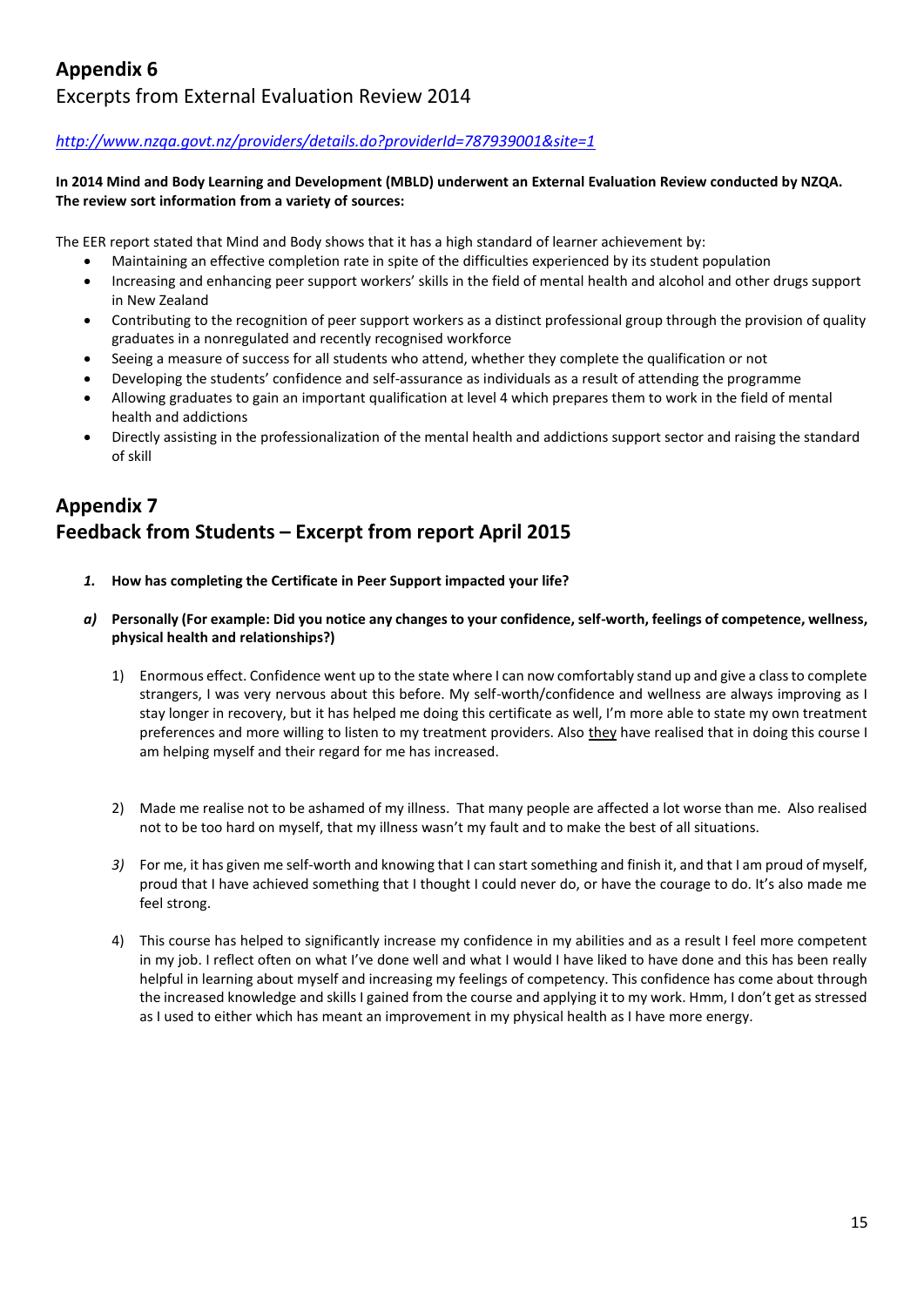## Appendix 6

Excerpts from External Evaluation Review 2014

*http://www.nzqa.govt.nz/providers/details.do?providerId=787939001&site=1*

**In 2014 Mind and Body Learning and Development (MBLD) underwent an External Evaluation Review conducted by NZQA. The review sort information from a variety of sources:**

The EER report stated that Mind and Body shows that it has a high standard of learner achievement by:

- Maintaining an effective completion rate in spite of the difficulties experienced by its student population
- Increasing and enhancing peer support workers' skills in the field of mental health and alcohol and other drugs support in New Zealand
- Contributing to the recognition of peer support workers as a distinct professional group through the provision of quality graduates in a nonregulated and recently recognised workforce
- Seeing a measure of success for all students who attend, whether they complete the qualification or not
- Developing the students' confidence and self-assurance as individuals as a result of attending the programme
- Allowing graduates to gain an important qualification at level 4 which prepares them to work in the field of mental health and addictions
- Directly assisting in the professionalization of the mental health and addictions support sector and raising the standard of skill

## Appendix 7

## Feedback from Students – Excerpt from report April 2015

1. **How has completing the Certificate in Peer Support impacted your life?**

***a)*** **Personally (For example: Did you notice any changes to your confidence, self-worth, feelings of competence, wellness, physical health and relationships?)**

1) Enormous effect. Confidence went up to the state where I can now comfortably stand up and give a class to complete strangers, I was very nervous about this before. My self-worth/confidence and wellness are always improving as I stay longer in recovery, but it has helped me doing this certificate as well, I'm more able to state my own treatment preferences and more willing to listen to my treatment providers. Also they have realised that in doing this course I am helping myself and their regard for me has increased.

2) Made me realise not to be ashamed of my illness. That many people are affected a lot worse than me. Also realised not to be too hard on myself, that my illness wasn't my fault and to make the best of all situations.

3) For me, it has given me self-worth and knowing that I can start something and finish it, and that I am proud of myself, proud that I have achieved something that I thought I could never do, or have the courage to do. It's also made me feel strong.

4) This course has helped to significantly increase my confidence in my abilities and as a result I feel more competent in my job. I reflect often on what I've done well and what I would I have liked to have done and this has been really helpful in learning about myself and increasing my feelings of competency. This confidence has come about through the increased knowledge and skills I gained from the course and applying it to my work. Hmm, I don't get as stressed as I used to either which has meant an improvement in my physical health as I have more energy.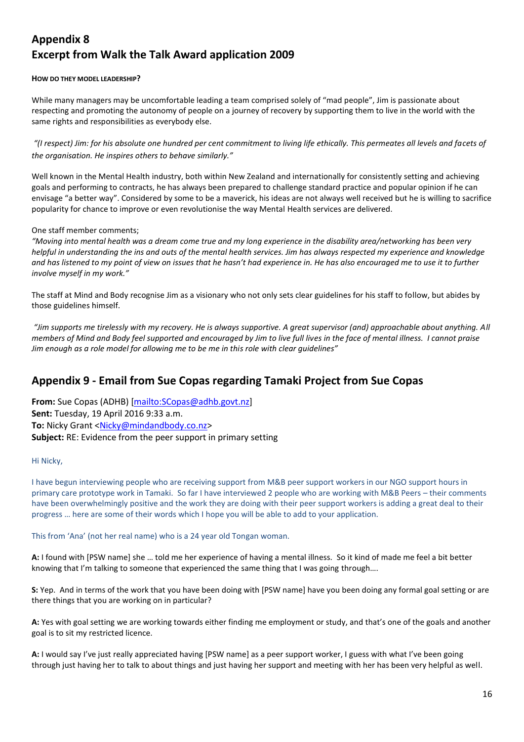# Appendix 8
# Excerpt from Walk the Talk Award application 2009

**HOW DO THEY MODEL LEADERSHIP?**

While many managers may be uncomfortable leading a team comprised solely of "mad people", Jim is passionate about respecting and promoting the autonomy of people on a journey of recovery by supporting them to live in the world with the same rights and responsibilities as everybody else.

*"(I respect) Jim: for his absolute one hundred per cent commitment to living life ethically. This permeates all levels and facets of the organisation. He inspires others to behave similarly."*

Well known in the Mental Health industry, both within New Zealand and internationally for consistently setting and achieving goals and performing to contracts, he has always been prepared to challenge standard practice and popular opinion if he can envisage "a better way". Considered by some to be a maverick, his ideas are not always well received but he is willing to sacrifice popularity for chance to improve or even revolutionise the way Mental Health services are delivered.

One staff member comments;
*"Moving into mental health was a dream come true and my long experience in the disability area/networking has been very helpful in understanding the ins and outs of the mental health services. Jim has always respected my experience and knowledge and has listened to my point of view on issues that he hasn't had experience in. He has also encouraged me to use it to further involve myself in my work."*

The staff at Mind and Body recognise Jim as a visionary who not only sets clear guidelines for his staff to follow, but abides by those guidelines himself.

*"Jim supports me tirelessly with my recovery. He is always supportive. A great supervisor (and) approachable about anything. All members of Mind and Body feel supported and encouraged by Jim to live full lives in the face of mental illness. I cannot praise Jim enough as a role model for allowing me to be me in this role with clear guidelines"*

## Appendix 9 - Email from Sue Copas regarding Tamaki Project from Sue Copas

**From:** Sue Copas (ADHB) [mailto:SCopas@adhb.govt.nz]
**Sent:** Tuesday, 19 April 2016 9:33 a.m.
**To:** Nicky Grant <Nicky@mindandbody.co.nz>
**Subject:** RE: Evidence from the peer support in primary setting

Hi Nicky,

I have begun interviewing people who are receiving support from M&B peer support workers in our NGO support hours in primary care prototype work in Tamaki. So far I have interviewed 2 people who are working with M&B Peers – their comments have been overwhelmingly positive and the work they are doing with their peer support workers is adding a great deal to their progress … here are some of their words which I hope you will be able to add to your application.

This from 'Ana' (not her real name) who is a 24 year old Tongan woman.

**A:** I found with [PSW name] she … told me her experience of having a mental illness. So it kind of made me feel a bit better knowing that I'm talking to someone that experienced the same thing that I was going through….

**S:** Yep. And in terms of the work that you have been doing with [PSW name] have you been doing any formal goal setting or are there things that you are working on in particular?

**A:** Yes with goal setting we are working towards either finding me employment or study, and that's one of the goals and another goal is to sit my restricted licence.

**A:** I would say I've just really appreciated having [PSW name] as a peer support worker, I guess with what I've been going through just having her to talk to about things and just having her support and meeting with her has been very helpful as well.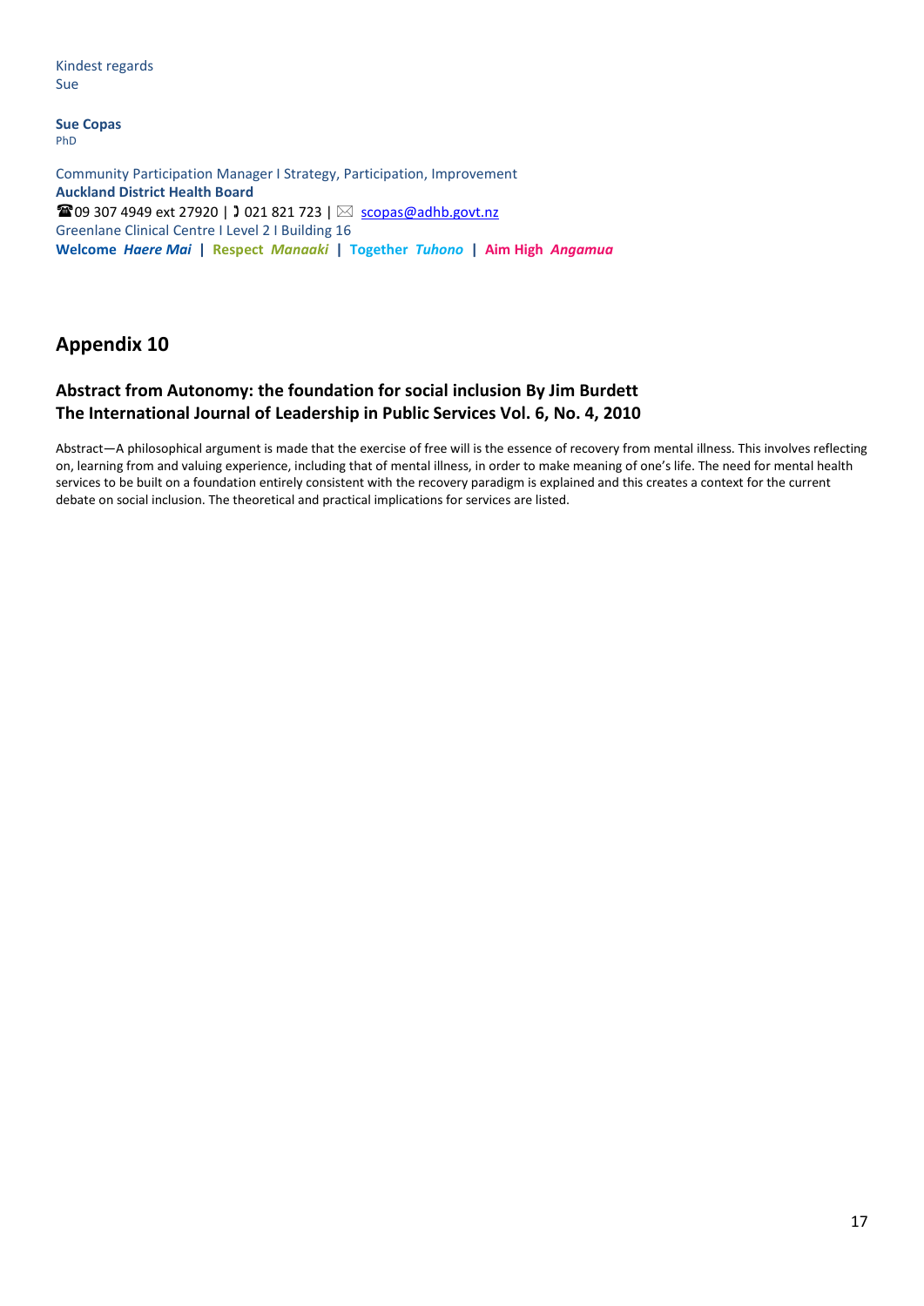Kindest regards
Sue

**Sue Copas**
PhD

Community Participation Manager I Strategy, Participation, Improvement
**Auckland District Health Board**
☎09 307 4949 ext 27920 | ✆ 021 821 723 | ✉ scopas@adhb.govt.nz
Greenlane Clinical Centre I Level 2 I Building 16
**Welcome** ***Haere Mai*** **|** **Respect** ***Manaaki*** **|** **Together** ***Tuhono*** **|** **Aim High** ***Angamua***

## Appendix 10

### Abstract from Autonomy: the foundation for social inclusion By Jim Burdett The International Journal of Leadership in Public Services Vol. 6, No. 4, 2010

Abstract—A philosophical argument is made that the exercise of free will is the essence of recovery from mental illness. This involves reflecting on, learning from and valuing experience, including that of mental illness, in order to make meaning of one's life. The need for mental health services to be built on a foundation entirely consistent with the recovery paradigm is explained and this creates a context for the current debate on social inclusion. The theoretical and practical implications for services are listed.